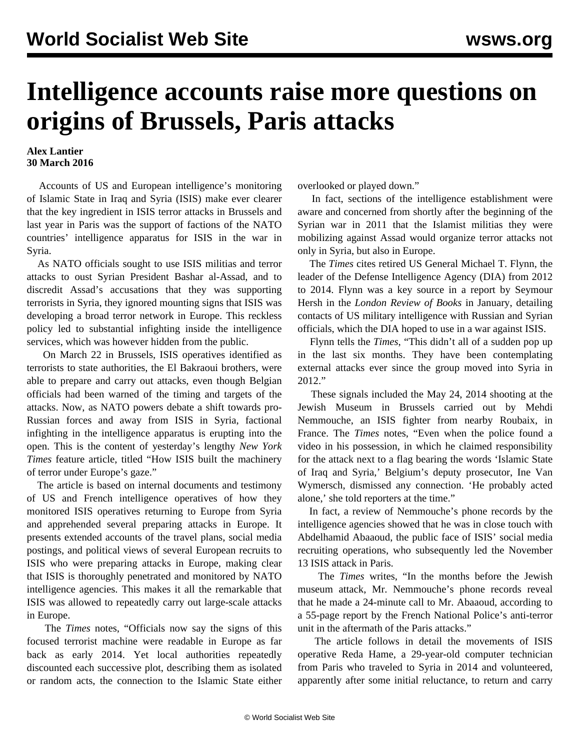# Intelligence accounts raise more questions on origins of Brussels, Paris attacks

**Alex Lantier**
**30 March 2016**

Accounts of US and European intelligence's monitoring of Islamic State in Iraq and Syria (ISIS) make ever clearer that the key ingredient in ISIS terror attacks in Brussels and last year in Paris was the support of factions of the NATO countries' intelligence apparatus for ISIS in the war in Syria.

As NATO officials sought to use ISIS militias and terror attacks to oust Syrian President Bashar al-Assad, and to discredit Assad's accusations that they was supporting terrorists in Syria, they ignored mounting signs that ISIS was developing a broad terror network in Europe. This reckless policy led to substantial infighting inside the intelligence services, which was however hidden from the public.

On March 22 in Brussels, ISIS operatives identified as terrorists to state authorities, the El Bakraoui brothers, were able to prepare and carry out attacks, even though Belgian officials had been warned of the timing and targets of the attacks. Now, as NATO powers debate a shift towards pro-Russian forces and away from ISIS in Syria, factional infighting in the intelligence apparatus is erupting into the open. This is the content of yesterday's lengthy *New York Times* feature article, titled "How ISIS built the machinery of terror under Europe's gaze."

The article is based on internal documents and testimony of US and French intelligence operatives of how they monitored ISIS operatives returning to Europe from Syria and apprehended several preparing attacks in Europe. It presents extended accounts of the travel plans, social media postings, and political views of several European recruits to ISIS who were preparing attacks in Europe, making clear that ISIS is thoroughly penetrated and monitored by NATO intelligence agencies. This makes it all the remarkable that ISIS was allowed to repeatedly carry out large-scale attacks in Europe.

The *Times* notes, "Officials now say the signs of this focused terrorist machine were readable in Europe as far back as early 2014. Yet local authorities repeatedly discounted each successive plot, describing them as isolated or random acts, the connection to the Islamic State either overlooked or played down."

In fact, sections of the intelligence establishment were aware and concerned from shortly after the beginning of the Syrian war in 2011 that the Islamist militias they were mobilizing against Assad would organize terror attacks not only in Syria, but also in Europe.

The *Times* cites retired US General Michael T. Flynn, the leader of the Defense Intelligence Agency (DIA) from 2012 to 2014. Flynn was a key source in a report by Seymour Hersh in the *London Review of Books* in January, detailing contacts of US military intelligence with Russian and Syrian officials, which the DIA hoped to use in a war against ISIS.

Flynn tells the *Times*, "This didn't all of a sudden pop up in the last six months. They have been contemplating external attacks ever since the group moved into Syria in 2012."

These signals included the May 24, 2014 shooting at the Jewish Museum in Brussels carried out by Mehdi Nemmouche, an ISIS fighter from nearby Roubaix, in France. The *Times* notes, "Even when the police found a video in his possession, in which he claimed responsibility for the attack next to a flag bearing the words 'Islamic State of Iraq and Syria,' Belgium's deputy prosecutor, Ine Van Wymersch, dismissed any connection. 'He probably acted alone,' she told reporters at the time."

In fact, a review of Nemmouche's phone records by the intelligence agencies showed that he was in close touch with Abdelhamid Abaaoud, the public face of ISIS' social media recruiting operations, who subsequently led the November 13 ISIS attack in Paris.

The *Times* writes, "In the months before the Jewish museum attack, Mr. Nemmouche's phone records reveal that he made a 24-minute call to Mr. Abaaoud, according to a 55-page report by the French National Police's anti-terror unit in the aftermath of the Paris attacks."

The article follows in detail the movements of ISIS operative Reda Hame, a 29-year-old computer technician from Paris who traveled to Syria in 2014 and volunteered, apparently after some initial reluctance, to return and carry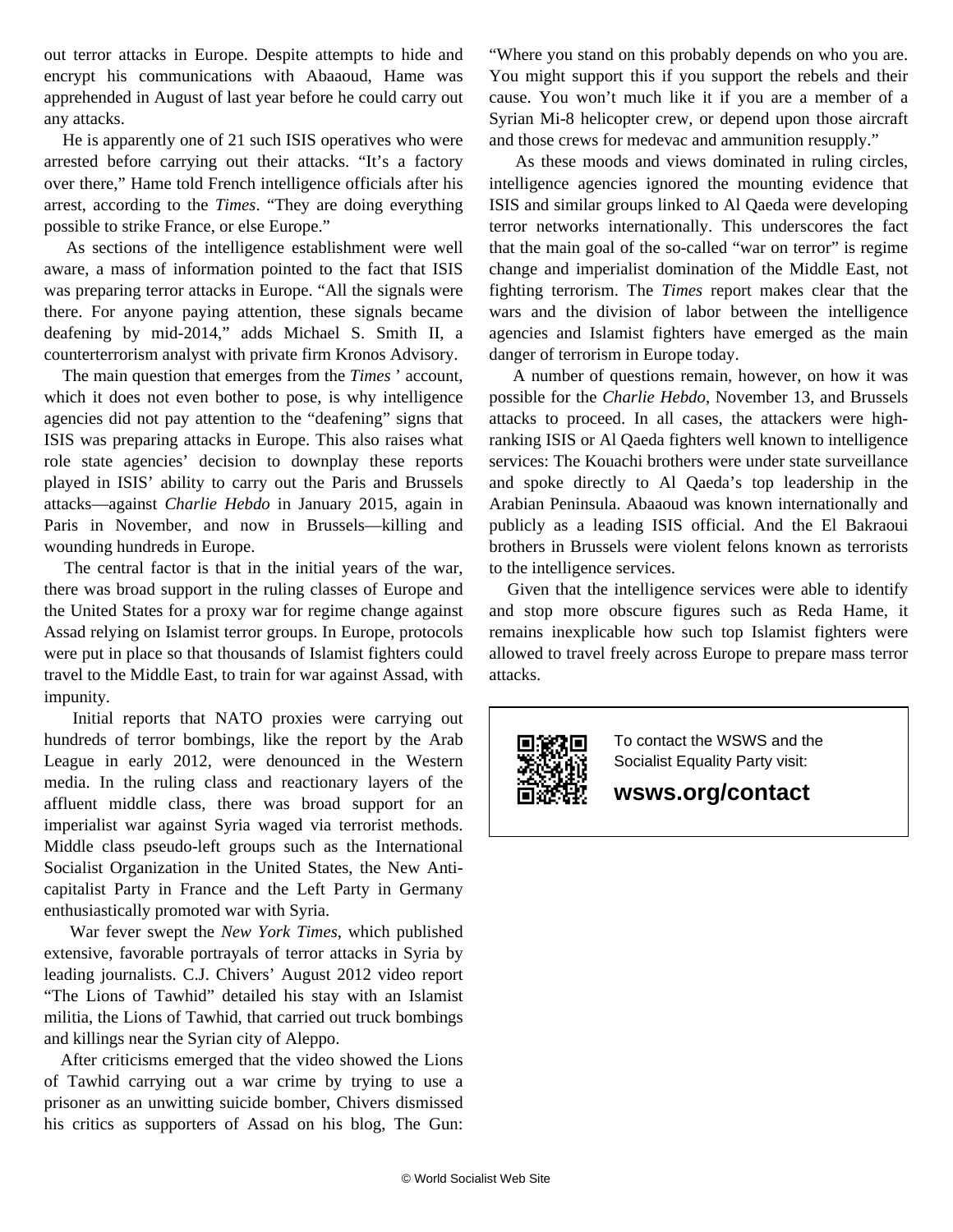out terror attacks in Europe. Despite attempts to hide and encrypt his communications with Abaaoud, Hame was apprehended in August of last year before he could carry out any attacks.

He is apparently one of 21 such ISIS operatives who were arrested before carrying out their attacks. "It's a factory over there," Hame told French intelligence officials after his arrest, according to the *Times*. "They are doing everything possible to strike France, or else Europe."

As sections of the intelligence establishment were well aware, a mass of information pointed to the fact that ISIS was preparing terror attacks in Europe. "All the signals were there. For anyone paying attention, these signals became deafening by mid-2014," adds Michael S. Smith II, a counterterrorism analyst with private firm Kronos Advisory.

The main question that emerges from the *Times* ' account, which it does not even bother to pose, is why intelligence agencies did not pay attention to the "deafening" signs that ISIS was preparing attacks in Europe. This also raises what role state agencies' decision to downplay these reports played in ISIS' ability to carry out the Paris and Brussels attacks—against *Charlie Hebdo* in January 2015, again in Paris in November, and now in Brussels—killing and wounding hundreds in Europe.

The central factor is that in the initial years of the war, there was broad support in the ruling classes of Europe and the United States for a proxy war for regime change against Assad relying on Islamist terror groups. In Europe, protocols were put in place so that thousands of Islamist fighters could travel to the Middle East, to train for war against Assad, with impunity.

Initial reports that NATO proxies were carrying out hundreds of terror bombings, like the report by the Arab League in early 2012, were denounced in the Western media. In the ruling class and reactionary layers of the affluent middle class, there was broad support for an imperialist war against Syria waged via terrorist methods. Middle class pseudo-left groups such as the International Socialist Organization in the United States, the New Anti-capitalist Party in France and the Left Party in Germany enthusiastically promoted war with Syria.

War fever swept the *New York Times*, which published extensive, favorable portrayals of terror attacks in Syria by leading journalists. C.J. Chivers' August 2012 video report "The Lions of Tawhid" detailed his stay with an Islamist militia, the Lions of Tawhid, that carried out truck bombings and killings near the Syrian city of Aleppo.

After criticisms emerged that the video showed the Lions of Tawhid carrying out a war crime by trying to use a prisoner as an unwitting suicide bomber, Chivers dismissed his critics as supporters of Assad on his blog, The Gun: "Where you stand on this probably depends on who you are. You might support this if you support the rebels and their cause. You won't much like it if you are a member of a Syrian Mi-8 helicopter crew, or depend upon those aircraft and those crews for medevac and ammunition resupply."

As these moods and views dominated in ruling circles, intelligence agencies ignored the mounting evidence that ISIS and similar groups linked to Al Qaeda were developing terror networks internationally. This underscores the fact that the main goal of the so-called "war on terror" is regime change and imperialist domination of the Middle East, not fighting terrorism. The *Times* report makes clear that the wars and the division of labor between the intelligence agencies and Islamist fighters have emerged as the main danger of terrorism in Europe today.

A number of questions remain, however, on how it was possible for the *Charlie Hebdo*, November 13, and Brussels attacks to proceed. In all cases, the attackers were high-ranking ISIS or Al Qaeda fighters well known to intelligence services: The Kouachi brothers were under state surveillance and spoke directly to Al Qaeda's top leadership in the Arabian Peninsula. Abaaoud was known internationally and publicly as a leading ISIS official. And the El Bakraoui brothers in Brussels were violent felons known as terrorists to the intelligence services.

Given that the intelligence services were able to identify and stop more obscure figures such as Reda Hame, it remains inexplicable how such top Islamist fighters were allowed to travel freely across Europe to prepare mass terror attacks.

To contact the WSWS and the Socialist Equality Party visit:

**wsws.org/contact**